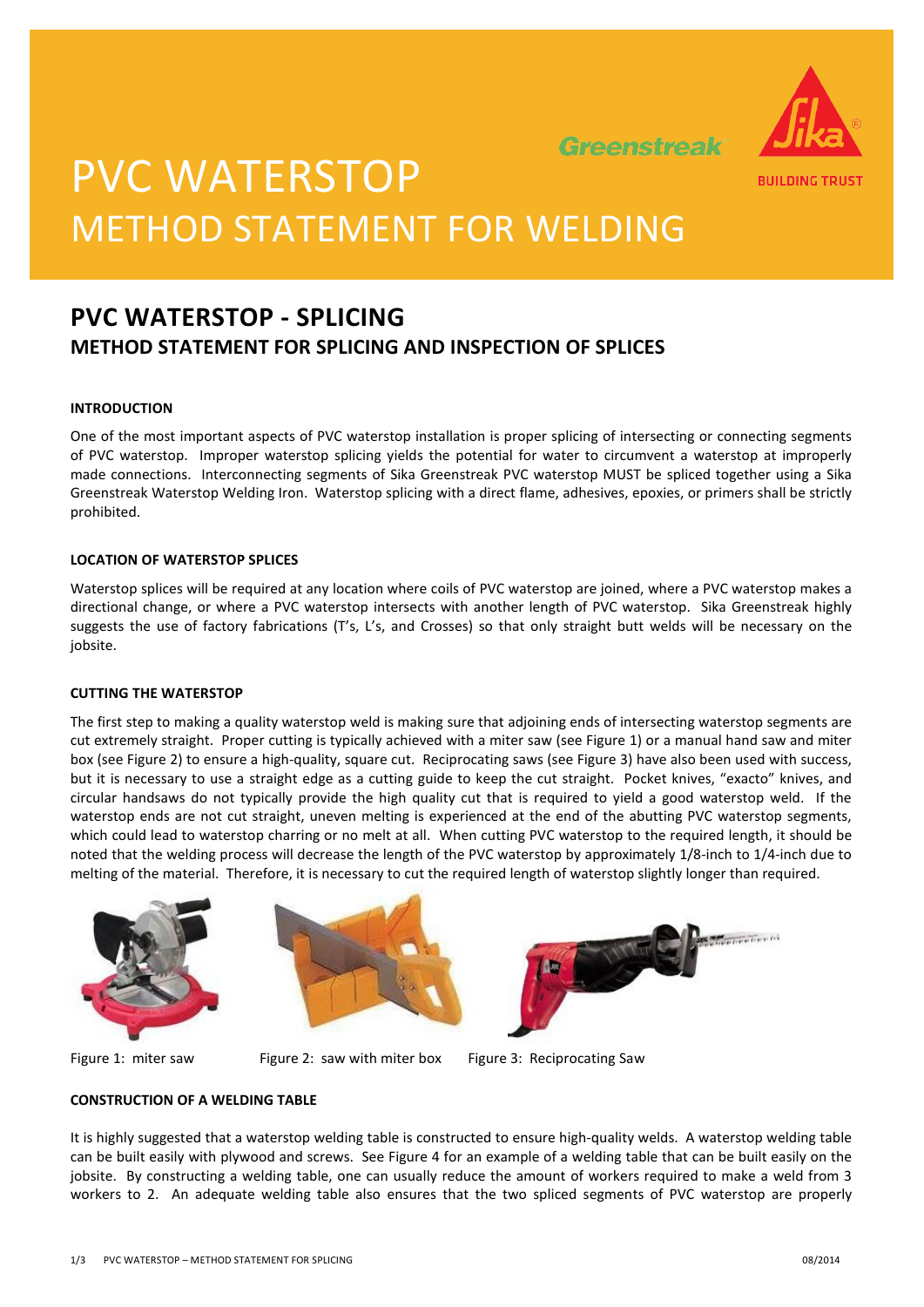# PVC WATERSTOP
# METHOD STATEMENT FOR WELDING

## PVC WATERSTOP - SPLICING
### METHOD STATEMENT FOR SPLICING AND INSPECTION OF SPLICES

**INTRODUCTION**

One of the most important aspects of PVC waterstop installation is proper splicing of intersecting or connecting segments of PVC waterstop. Improper waterstop splicing yields the potential for water to circumvent a waterstop at improperly made connections. Interconnecting segments of Sika Greenstreak PVC waterstop MUST be spliced together using a Sika Greenstreak Waterstop Welding Iron. Waterstop splicing with a direct flame, adhesives, epoxies, or primers shall be strictly prohibited.

**LOCATION OF WATERSTOP SPLICES**

Waterstop splices will be required at any location where coils of PVC waterstop are joined, where a PVC waterstop makes a directional change, or where a PVC waterstop intersects with another length of PVC waterstop. Sika Greenstreak highly suggests the use of factory fabrications (T's, L's, and Crosses) so that only straight butt welds will be necessary on the jobsite.

**CUTTING THE WATERSTOP**

The first step to making a quality waterstop weld is making sure that adjoining ends of intersecting waterstop segments are cut extremely straight. Proper cutting is typically achieved with a miter saw (see Figure 1) or a manual hand saw and miter box (see Figure 2) to ensure a high-quality, square cut. Reciprocating saws (see Figure 3) have also been used with success, but it is necessary to use a straight edge as a cutting guide to keep the cut straight. Pocket knives, "exacto" knives, and circular handsaws do not typically provide the high quality cut that is required to yield a good waterstop weld. If the waterstop ends are not cut straight, uneven melting is experienced at the end of the abutting PVC waterstop segments, which could lead to waterstop charring or no melt at all. When cutting PVC waterstop to the required length, it should be noted that the welding process will decrease the length of the PVC waterstop by approximately 1/8-inch to 1/4-inch due to melting of the material. Therefore, it is necessary to cut the required length of waterstop slightly longer than required.

Figure 1: miter saw

Figure 2: saw with miter box

Figure 3: Reciprocating Saw

**CONSTRUCTION OF A WELDING TABLE**

It is highly suggested that a waterstop welding table is constructed to ensure high-quality welds. A waterstop welding table can be built easily with plywood and screws. See Figure 4 for an example of a welding table that can be built easily on the jobsite. By constructing a welding table, one can usually reduce the amount of workers required to make a weld from 3 workers to 2. An adequate welding table also ensures that the two spliced segments of PVC waterstop are properly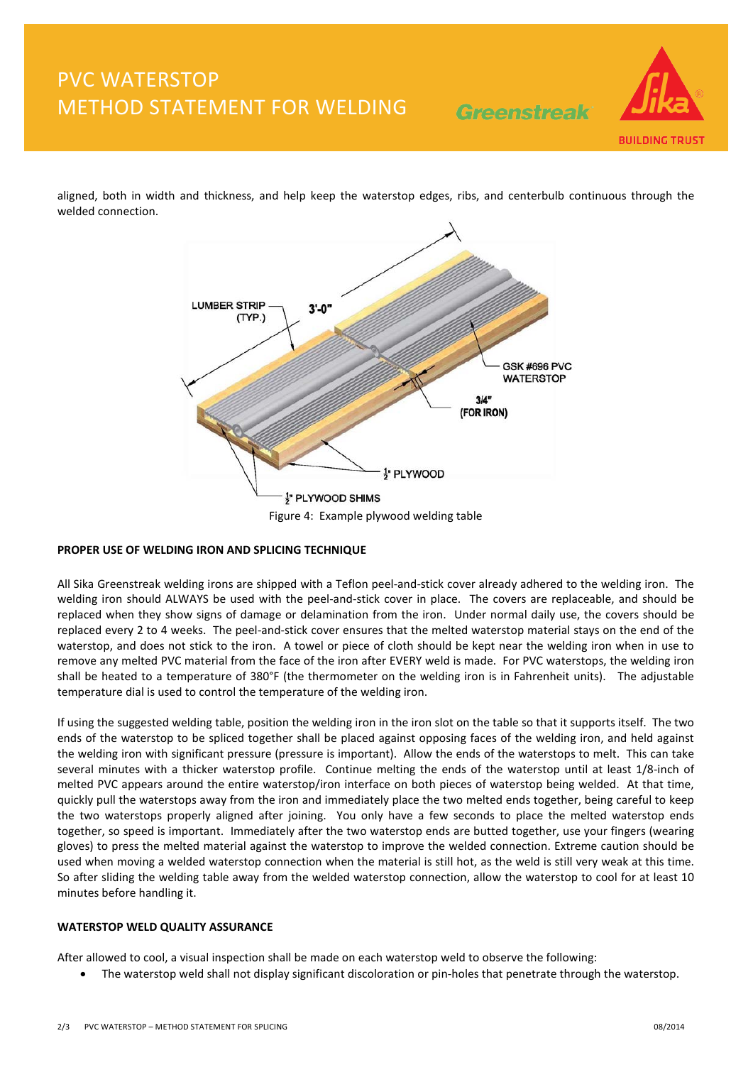aligned, both in width and thickness, and help keep the waterstop edges, ribs, and centerbulb continuous through the welded connection.

Figure 4: Example plywood welding table

**PROPER USE OF WELDING IRON AND SPLICING TECHNIQUE**

All Sika Greenstreak welding irons are shipped with a Teflon peel-and-stick cover already adhered to the welding iron. The welding iron should ALWAYS be used with the peel-and-stick cover in place. The covers are replaceable, and should be replaced when they show signs of damage or delamination from the iron. Under normal daily use, the covers should be replaced every 2 to 4 weeks. The peel-and-stick cover ensures that the melted waterstop material stays on the end of the waterstop, and does not stick to the iron. A towel or piece of cloth should be kept near the welding iron when in use to remove any melted PVC material from the face of the iron after EVERY weld is made. For PVC waterstops, the welding iron shall be heated to a temperature of 380°F (the thermometer on the welding iron is in Fahrenheit units). The adjustable temperature dial is used to control the temperature of the welding iron.

If using the suggested welding table, position the welding iron in the iron slot on the table so that it supports itself. The two ends of the waterstop to be spliced together shall be placed against opposing faces of the welding iron, and held against the welding iron with significant pressure (pressure is important). Allow the ends of the waterstops to melt. This can take several minutes with a thicker waterstop profile. Continue melting the ends of the waterstop until at least 1/8-inch of melted PVC appears around the entire waterstop/iron interface on both pieces of waterstop being welded. At that time, quickly pull the waterstops away from the iron and immediately place the two melted ends together, being careful to keep the two waterstops properly aligned after joining. You only have a few seconds to place the melted waterstop ends together, so speed is important. Immediately after the two waterstop ends are butted together, use your fingers (wearing gloves) to press the melted material against the waterstop to improve the welded connection. Extreme caution should be used when moving a welded waterstop connection when the material is still hot, as the weld is still very weak at this time. So after sliding the welding table away from the welded waterstop connection, allow the waterstop to cool for at least 10 minutes before handling it.

**WATERSTOP WELD QUALITY ASSURANCE**

After allowed to cool, a visual inspection shall be made on each waterstop weld to observe the following:

- The waterstop weld shall not display significant discoloration or pin-holes that penetrate through the waterstop.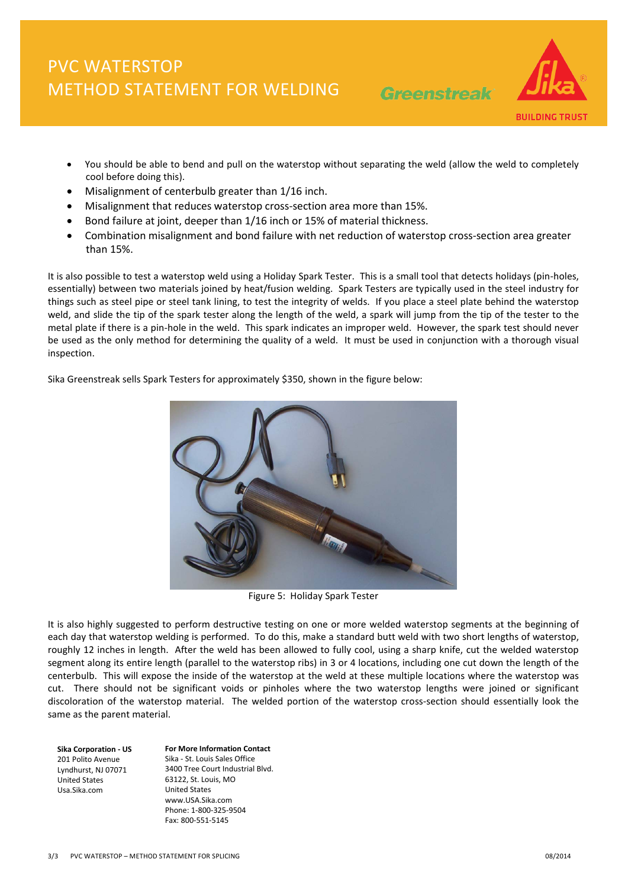- You should be able to bend and pull on the waterstop without separating the weld (allow the weld to completely cool before doing this).
- Misalignment of centerbulb greater than 1/16 inch.
- Misalignment that reduces waterstop cross-section area more than 15%.
- Bond failure at joint, deeper than 1/16 inch or 15% of material thickness.
- Combination misalignment and bond failure with net reduction of waterstop cross-section area greater than 15%.

It is also possible to test a waterstop weld using a Holiday Spark Tester. This is a small tool that detects holidays (pin-holes, essentially) between two materials joined by heat/fusion welding. Spark Testers are typically used in the steel industry for things such as steel pipe or steel tank lining, to test the integrity of welds. If you place a steel plate behind the waterstop weld, and slide the tip of the spark tester along the length of the weld, a spark will jump from the tip of the tester to the metal plate if there is a pin-hole in the weld. This spark indicates an improper weld. However, the spark test should never be used as the only method for determining the quality of a weld. It must be used in conjunction with a thorough visual inspection.

Sika Greenstreak sells Spark Testers for approximately $350, shown in the figure below:

Figure 5: Holiday Spark Tester

It is also highly suggested to perform destructive testing on one or more welded waterstop segments at the beginning of each day that waterstop welding is performed. To do this, make a standard butt weld with two short lengths of waterstop, roughly 12 inches in length. After the weld has been allowed to fully cool, using a sharp knife, cut the welded waterstop segment along its entire length (parallel to the waterstop ribs) in 3 or 4 locations, including one cut down the length of the centerbulb. This will expose the inside of the waterstop at the weld at these multiple locations where the waterstop was cut. There should not be significant voids or pinholes where the two waterstop lengths were joined or significant discoloration of the waterstop material. The welded portion of the waterstop cross-section should essentially look the same as the parent material.

**Sika Corporation - US**
201 Polito Avenue
Lyndhurst, NJ 07071
United States
Usa.Sika.com

**For More Information Contact**
Sika - St. Louis Sales Office
3400 Tree Court Industrial Blvd.
63122, St. Louis, MO
United States
www.USA.Sika.com
Phone: 1-800-325-9504
Fax: 800-551-5145